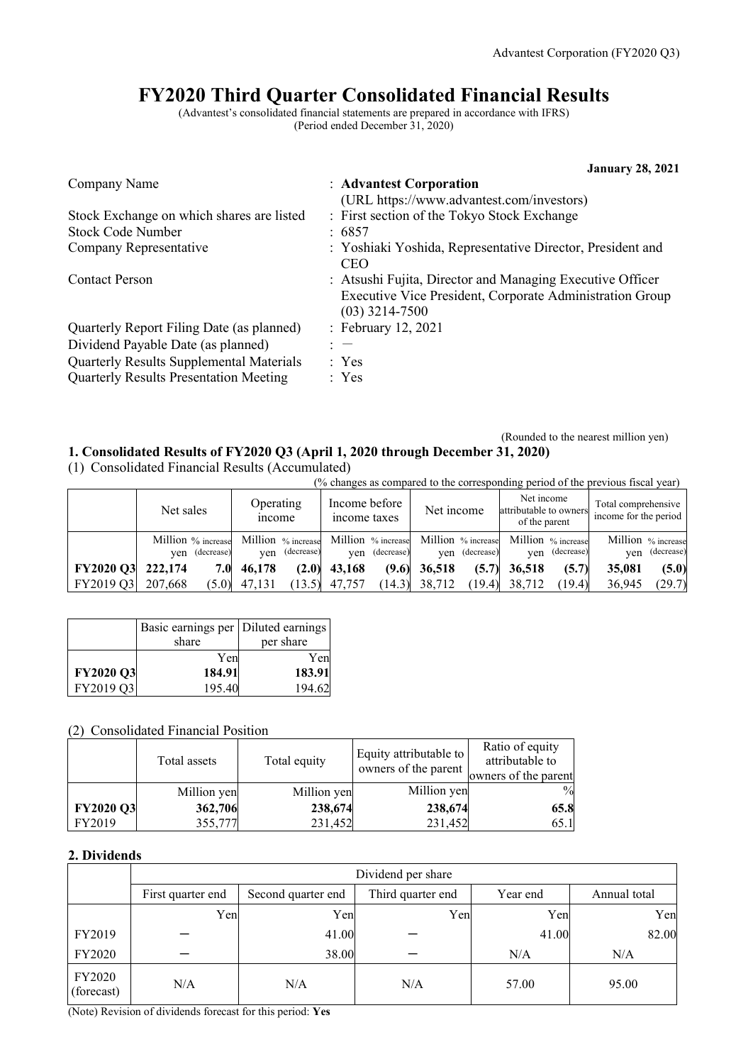Advantest Corporation (FY2020 Q3)

# FY2020 Third Quarter Consolidated Financial Results

(Advantest's consolidated financial statements are prepared in accordance with IFRS)
(Period ended December 31, 2020)

**January 28, 2021**

| | |
|---|---|
| Company Name | : **Advantest Corporation** (URL https://www.advantest.com/investors) |
| Stock Exchange on which shares are listed | : First section of the Tokyo Stock Exchange |
| Stock Code Number | : 6857 |
| Company Representative | : Yoshiaki Yoshida, Representative Director, President and CEO |
| Contact Person | : Atsushi Fujita, Director and Managing Executive Officer Executive Vice President, Corporate Administration Group (03) 3214-7500 |
| Quarterly Report Filing Date (as planned) | : February 12, 2021 |
| Dividend Payable Date (as planned) | : ― |
| Quarterly Results Supplemental Materials | : Yes |
| Quarterly Results Presentation Meeting | : Yes |

(Rounded to the nearest million yen)

## 1. Consolidated Results of FY2020 Q3 (April 1, 2020 through December 31, 2020)

(1) Consolidated Financial Results (Accumulated)

(% changes as compared to the corresponding period of the previous fiscal year)

| | Net sales | | Operating income | | Income before income taxes | | Net income | | Net income attributable to owners of the parent | | Total comprehensive income for the period | |
|---|---|---|---|---|---|---|---|---|---|---|---|---|
| | Million yen | % increase (decrease) | Million yen | % increase (decrease) | Million yen | % increase (decrease) | Million yen | % increase (decrease) | Million yen | % increase (decrease) | Million yen | % increase (decrease) |
| **FY2020 Q3** | **222,174** | **7.0** | **46,178** | **(2.0)** | **43,168** | **(9.6)** | **36,518** | **(5.7)** | **36,518** | **(5.7)** | **35,081** | **(5.0)** |
| FY2019 Q3 | 207,668 | (5.0) | 47,131 | (13.5) | 47,757 | (14.3) | 38,712 | (19.4) | 38,712 | (19.4) | 36,945 | (29.7) |

| | Basic earnings per share | Diluted earnings per share |
|---|---|---|
| | Yen | Yen |
| **FY2020 Q3** | **184.91** | **183.91** |
| FY2019 Q3 | 195.40 | 194.62 |

(2) Consolidated Financial Position

| | Total assets | Total equity | Equity attributable to owners of the parent | Ratio of equity attributable to owners of the parent |
|---|---|---|---|---|
| | Million yen | Million yen | Million yen | % |
| **FY2020 Q3** | **362,706** | **238,674** | **238,674** | **65.8** |
| FY2019 | 355,777 | 231,452 | 231,452 | 65.1 |

## 2. Dividends

| | Dividend per share | | | | |
|---|---|---|---|---|---|
| | First quarter end | Second quarter end | Third quarter end | Year end | Annual total |
| | Yen | Yen | Yen | Yen | Yen |
| FY2019 | ― | 41.00 | ― | 41.00 | 82.00 |
| FY2020 | ― | 38.00 | ― | N/A | N/A |
| FY2020 (forecast) | N/A | N/A | N/A | 57.00 | 95.00 |

(Note) Revision of dividends forecast for this period: **Yes**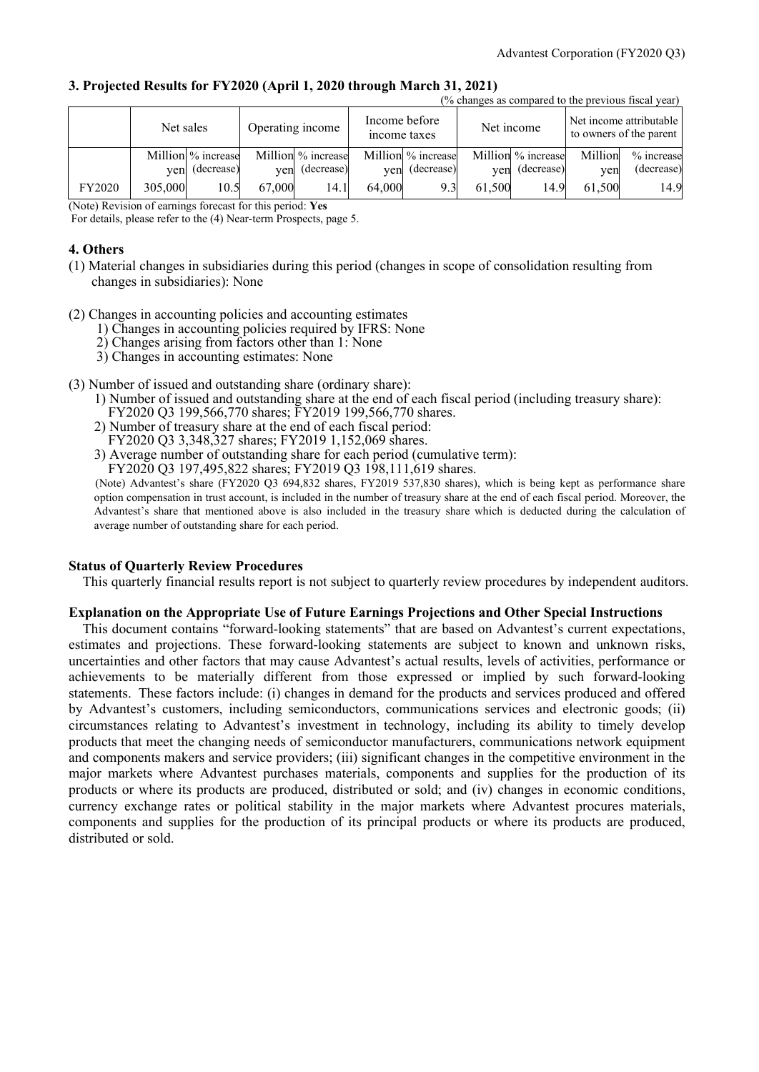## 3. Projected Results for FY2020 (April 1, 2020 through March 31, 2021)

(% changes as compared to the previous fiscal year)

| | Net sales | | Operating income | | Income before income taxes | | Net income | | Net income attributable to owners of the parent | |
|---|---|---|---|---|---|---|---|---|---|---|
| | Million yen | % increase (decrease) | Million yen | % increase (decrease) | Million yen | % increase (decrease) | Million yen | % increase (decrease) | Million yen | % increase (decrease) |
| FY2020 | 305,000 | 10.5 | 67,000 | 14.1 | 64,000 | 9.3 | 61,500 | 14.9 | 61,500 | 14.9 |

(Note) Revision of earnings forecast for this period: **Yes**

For details, please refer to the (4) Near-term Prospects, page 5.

## 4. Others

(1) Material changes in subsidiaries during this period (changes in scope of consolidation resulting from changes in subsidiaries): None

(2) Changes in accounting policies and accounting estimates

1) Changes in accounting policies required by IFRS: None
2) Changes arising from factors other than 1: None
3) Changes in accounting estimates: None

(3) Number of issued and outstanding share (ordinary share):

1) Number of issued and outstanding share at the end of each fiscal period (including treasury share):
FY2020 Q3 199,566,770 shares; FY2019 199,566,770 shares.
2) Number of treasury share at the end of each fiscal period:
FY2020 Q3 3,348,327 shares; FY2019 1,152,069 shares.
3) Average number of outstanding share for each period (cumulative term):
FY2020 Q3 197,495,822 shares; FY2019 Q3 198,111,619 shares.

(Note) Advantest's share (FY2020 Q3 694,832 shares, FY2019 537,830 shares), which is being kept as performance share option compensation in trust account, is included in the number of treasury share at the end of each fiscal period. Moreover, the Advantest's share that mentioned above is also included in the treasury share which is deducted during the calculation of average number of outstanding share for each period.

**Status of Quarterly Review Procedures**

This quarterly financial results report is not subject to quarterly review procedures by independent auditors.

**Explanation on the Appropriate Use of Future Earnings Projections and Other Special Instructions**

This document contains "forward-looking statements" that are based on Advantest's current expectations, estimates and projections. These forward-looking statements are subject to known and unknown risks, uncertainties and other factors that may cause Advantest's actual results, levels of activities, performance or achievements to be materially different from those expressed or implied by such forward-looking statements. These factors include: (i) changes in demand for the products and services produced and offered by Advantest's customers, including semiconductors, communications services and electronic goods; (ii) circumstances relating to Advantest's investment in technology, including its ability to timely develop products that meet the changing needs of semiconductor manufacturers, communications network equipment and components makers and service providers; (iii) significant changes in the competitive environment in the major markets where Advantest purchases materials, components and supplies for the production of its products or where its products are produced, distributed or sold; and (iv) changes in economic conditions, currency exchange rates or political stability in the major markets where Advantest procures materials, components and supplies for the production of its principal products or where its products are produced, distributed or sold.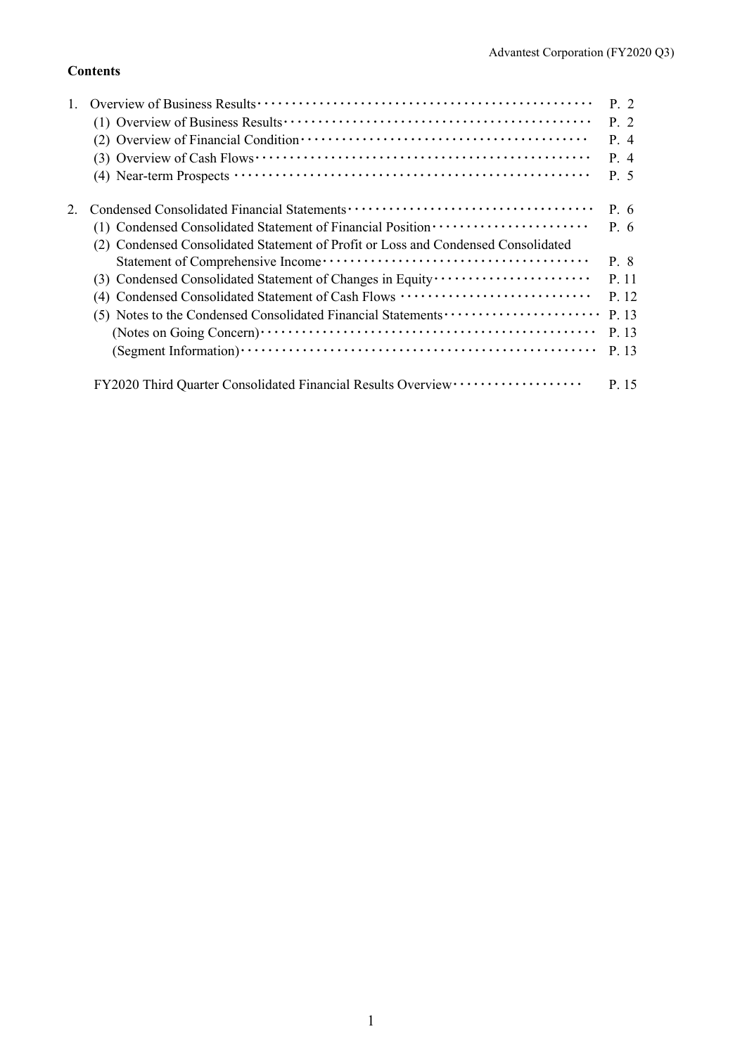## Contents

| | | |
|---|---|---|
| 1. | Overview of Business Results | P. 2 |
| | (1) Overview of Business Results | P. 2 |
| | (2) Overview of Financial Condition | P. 4 |
| | (3) Overview of Cash Flows | P. 4 |
| | (4) Near-term Prospects | P. 5 |
| 2. | Condensed Consolidated Financial Statements | P. 6 |
| | (1) Condensed Consolidated Statement of Financial Position | P. 6 |
| | (2) Condensed Consolidated Statement of Profit or Loss and Condensed Consolidated Statement of Comprehensive Income | P. 8 |
| | (3) Condensed Consolidated Statement of Changes in Equity | P. 11 |
| | (4) Condensed Consolidated Statement of Cash Flows | P. 12 |
| | (5) Notes to the Condensed Consolidated Financial Statements | P. 13 |
| | (Notes on Going Concern) | P. 13 |
| | (Segment Information) | P. 13 |
| | FY2020 Third Quarter Consolidated Financial Results Overview | P. 15 |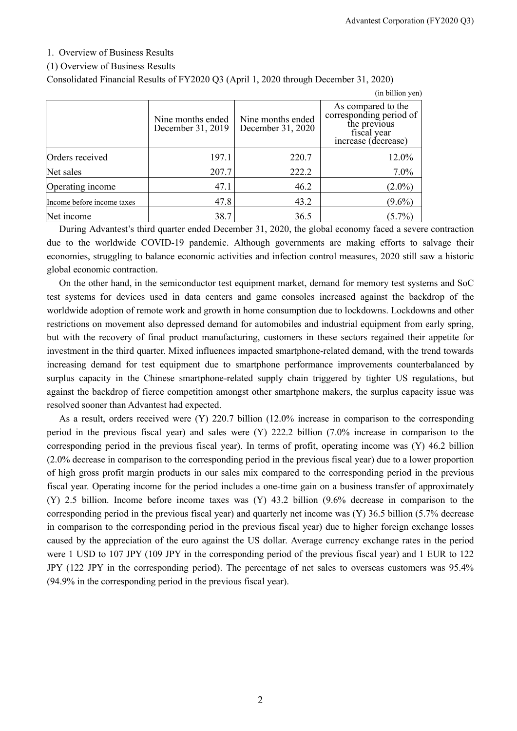## 1. Overview of Business Results

### (1) Overview of Business Results

Consolidated Financial Results of FY2020 Q3 (April 1, 2020 through December 31, 2020)

(in billion yen)

| | Nine months ended December 31, 2019 | Nine months ended December 31, 2020 | As compared to the corresponding period of the previous fiscal year increase (decrease) |
|---|---|---|---|
| Orders received | 197.1 | 220.7 | 12.0% |
| Net sales | 207.7 | 222.2 | 7.0% |
| Operating income | 47.1 | 46.2 | (2.0%) |
| Income before income taxes | 47.8 | 43.2 | (9.6%) |
| Net income | 38.7 | 36.5 | (5.7%) |

During Advantest's third quarter ended December 31, 2020, the global economy faced a severe contraction due to the worldwide COVID-19 pandemic. Although governments are making efforts to salvage their economies, struggling to balance economic activities and infection control measures, 2020 still saw a historic global economic contraction.

On the other hand, in the semiconductor test equipment market, demand for memory test systems and SoC test systems for devices used in data centers and game consoles increased against the backdrop of the worldwide adoption of remote work and growth in home consumption due to lockdowns. Lockdowns and other restrictions on movement also depressed demand for automobiles and industrial equipment from early spring, but with the recovery of final product manufacturing, customers in these sectors regained their appetite for investment in the third quarter. Mixed influences impacted smartphone-related demand, with the trend towards increasing demand for test equipment due to smartphone performance improvements counterbalanced by surplus capacity in the Chinese smartphone-related supply chain triggered by tighter US regulations, but against the backdrop of fierce competition amongst other smartphone makers, the surplus capacity issue was resolved sooner than Advantest had expected.

As a result, orders received were (Y) 220.7 billion (12.0% increase in comparison to the corresponding period in the previous fiscal year) and sales were (Y) 222.2 billion (7.0% increase in comparison to the corresponding period in the previous fiscal year). In terms of profit, operating income was (Y) 46.2 billion (2.0% decrease in comparison to the corresponding period in the previous fiscal year) due to a lower proportion of high gross profit margin products in our sales mix compared to the corresponding period in the previous fiscal year. Operating income for the period includes a one-time gain on a business transfer of approximately (Y) 2.5 billion. Income before income taxes was (Y) 43.2 billion (9.6% decrease in comparison to the corresponding period in the previous fiscal year) and quarterly net income was (Y) 36.5 billion (5.7% decrease in comparison to the corresponding period in the previous fiscal year) due to higher foreign exchange losses caused by the appreciation of the euro against the US dollar. Average currency exchange rates in the period were 1 USD to 107 JPY (109 JPY in the corresponding period of the previous fiscal year) and 1 EUR to 122 JPY (122 JPY in the corresponding period). The percentage of net sales to overseas customers was 95.4% (94.9% in the corresponding period in the previous fiscal year).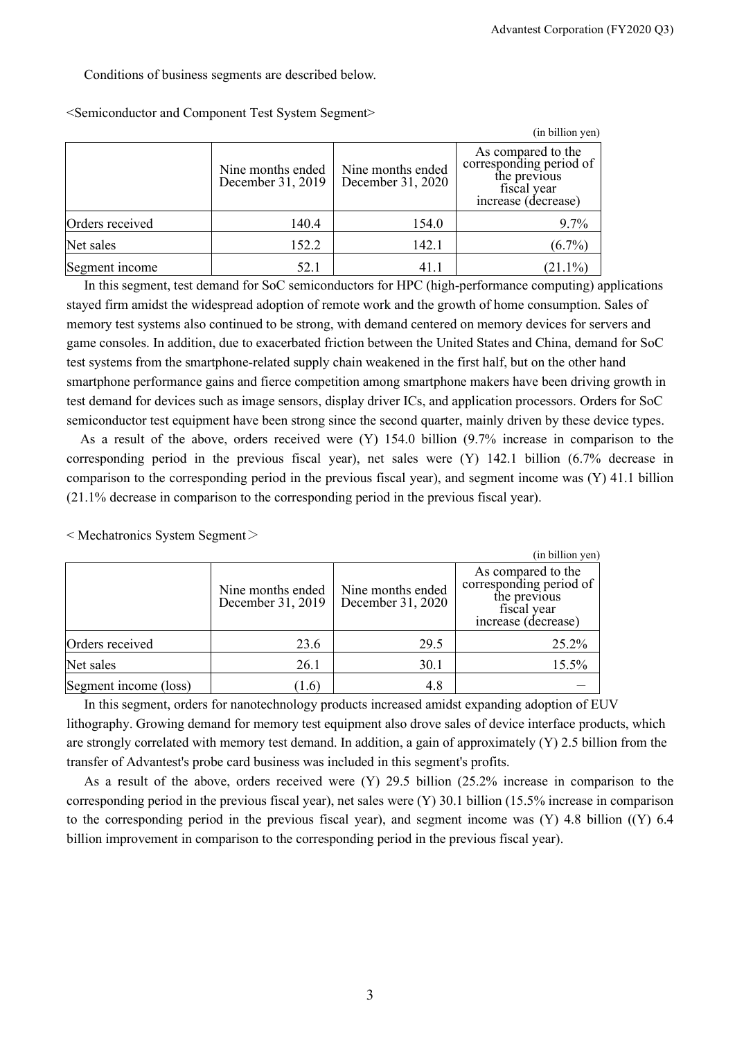Conditions of business segments are described below.

<Semiconductor and Component Test System Segment>

(in billion yen)

| | Nine months ended December 31, 2019 | Nine months ended December 31, 2020 | As compared to the corresponding period of the previous fiscal year increase (decrease) |
|---|---|---|---|
| Orders received | 140.4 | 154.0 | 9.7% |
| Net sales | 152.2 | 142.1 | (6.7%) |
| Segment income | 52.1 | 41.1 | (21.1%) |

In this segment, test demand for SoC semiconductors for HPC (high-performance computing) applications stayed firm amidst the widespread adoption of remote work and the growth of home consumption. Sales of memory test systems also continued to be strong, with demand centered on memory devices for servers and game consoles. In addition, due to exacerbated friction between the United States and China, demand for SoC test systems from the smartphone-related supply chain weakened in the first half, but on the other hand smartphone performance gains and fierce competition among smartphone makers have been driving growth in test demand for devices such as image sensors, display driver ICs, and application processors. Orders for SoC semiconductor test equipment have been strong since the second quarter, mainly driven by these device types.

As a result of the above, orders received were (Y) 154.0 billion (9.7% increase in comparison to the corresponding period in the previous fiscal year), net sales were (Y) 142.1 billion (6.7% decrease in comparison to the corresponding period in the previous fiscal year), and segment income was (Y) 41.1 billion (21.1% decrease in comparison to the corresponding period in the previous fiscal year).

< Mechatronics System Segment >

(in billion yen)

| | Nine months ended December 31, 2019 | Nine months ended December 31, 2020 | As compared to the corresponding period of the previous fiscal year increase (decrease) |
|---|---|---|---|
| Orders received | 23.6 | 29.5 | 25.2% |
| Net sales | 26.1 | 30.1 | 15.5% |
| Segment income (loss) | (1.6) | 4.8 | – |

In this segment, orders for nanotechnology products increased amidst expanding adoption of EUV lithography. Growing demand for memory test equipment also drove sales of device interface products, which are strongly correlated with memory test demand. In addition, a gain of approximately (Y) 2.5 billion from the transfer of Advantest's probe card business was included in this segment's profits.

As a result of the above, orders received were (Y) 29.5 billion (25.2% increase in comparison to the corresponding period in the previous fiscal year), net sales were (Y) 30.1 billion (15.5% increase in comparison to the corresponding period in the previous fiscal year), and segment income was (Y) 4.8 billion ((Y) 6.4 billion improvement in comparison to the corresponding period in the previous fiscal year).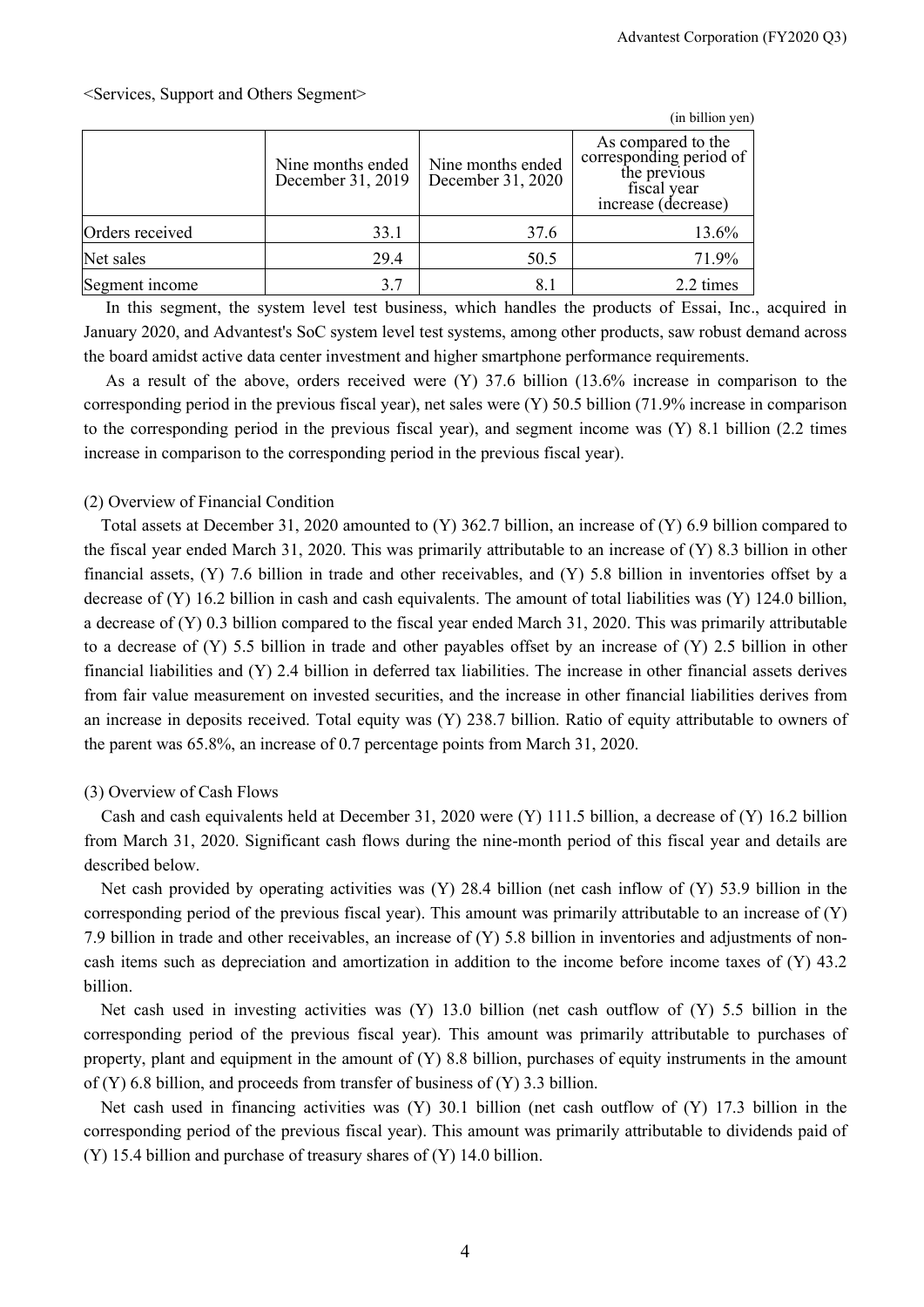<Services, Support and Others Segment>

(in billion yen)

| | Nine months ended December 31, 2019 | Nine months ended December 31, 2020 | As compared to the corresponding period of the previous fiscal year increase (decrease) |
|---|---|---|---|
| Orders received | 33.1 | 37.6 | 13.6% |
| Net sales | 29.4 | 50.5 | 71.9% |
| Segment income | 3.7 | 8.1 | 2.2 times |

In this segment, the system level test business, which handles the products of Essai, Inc., acquired in January 2020, and Advantest's SoC system level test systems, among other products, saw robust demand across the board amidst active data center investment and higher smartphone performance requirements.

As a result of the above, orders received were (Y) 37.6 billion (13.6% increase in comparison to the corresponding period in the previous fiscal year), net sales were (Y) 50.5 billion (71.9% increase in comparison to the corresponding period in the previous fiscal year), and segment income was (Y) 8.1 billion (2.2 times increase in comparison to the corresponding period in the previous fiscal year).

(2) Overview of Financial Condition

Total assets at December 31, 2020 amounted to (Y) 362.7 billion, an increase of (Y) 6.9 billion compared to the fiscal year ended March 31, 2020. This was primarily attributable to an increase of (Y) 8.3 billion in other financial assets, (Y) 7.6 billion in trade and other receivables, and (Y) 5.8 billion in inventories offset by a decrease of (Y) 16.2 billion in cash and cash equivalents. The amount of total liabilities was (Y) 124.0 billion, a decrease of (Y) 0.3 billion compared to the fiscal year ended March 31, 2020. This was primarily attributable to a decrease of (Y) 5.5 billion in trade and other payables offset by an increase of (Y) 2.5 billion in other financial liabilities and (Y) 2.4 billion in deferred tax liabilities. The increase in other financial assets derives from fair value measurement on invested securities, and the increase in other financial liabilities derives from an increase in deposits received. Total equity was (Y) 238.7 billion. Ratio of equity attributable to owners of the parent was 65.8%, an increase of 0.7 percentage points from March 31, 2020.

(3) Overview of Cash Flows

Cash and cash equivalents held at December 31, 2020 were (Y) 111.5 billion, a decrease of (Y) 16.2 billion from March 31, 2020. Significant cash flows during the nine-month period of this fiscal year and details are described below.

Net cash provided by operating activities was (Y) 28.4 billion (net cash inflow of (Y) 53.9 billion in the corresponding period of the previous fiscal year). This amount was primarily attributable to an increase of (Y) 7.9 billion in trade and other receivables, an increase of (Y) 5.8 billion in inventories and adjustments of non-cash items such as depreciation and amortization in addition to the income before income taxes of (Y) 43.2 billion.

Net cash used in investing activities was (Y) 13.0 billion (net cash outflow of (Y) 5.5 billion in the corresponding period of the previous fiscal year). This amount was primarily attributable to purchases of property, plant and equipment in the amount of (Y) 8.8 billion, purchases of equity instruments in the amount of (Y) 6.8 billion, and proceeds from transfer of business of (Y) 3.3 billion.

Net cash used in financing activities was (Y) 30.1 billion (net cash outflow of (Y) 17.3 billion in the corresponding period of the previous fiscal year). This amount was primarily attributable to dividends paid of (Y) 15.4 billion and purchase of treasury shares of (Y) 14.0 billion.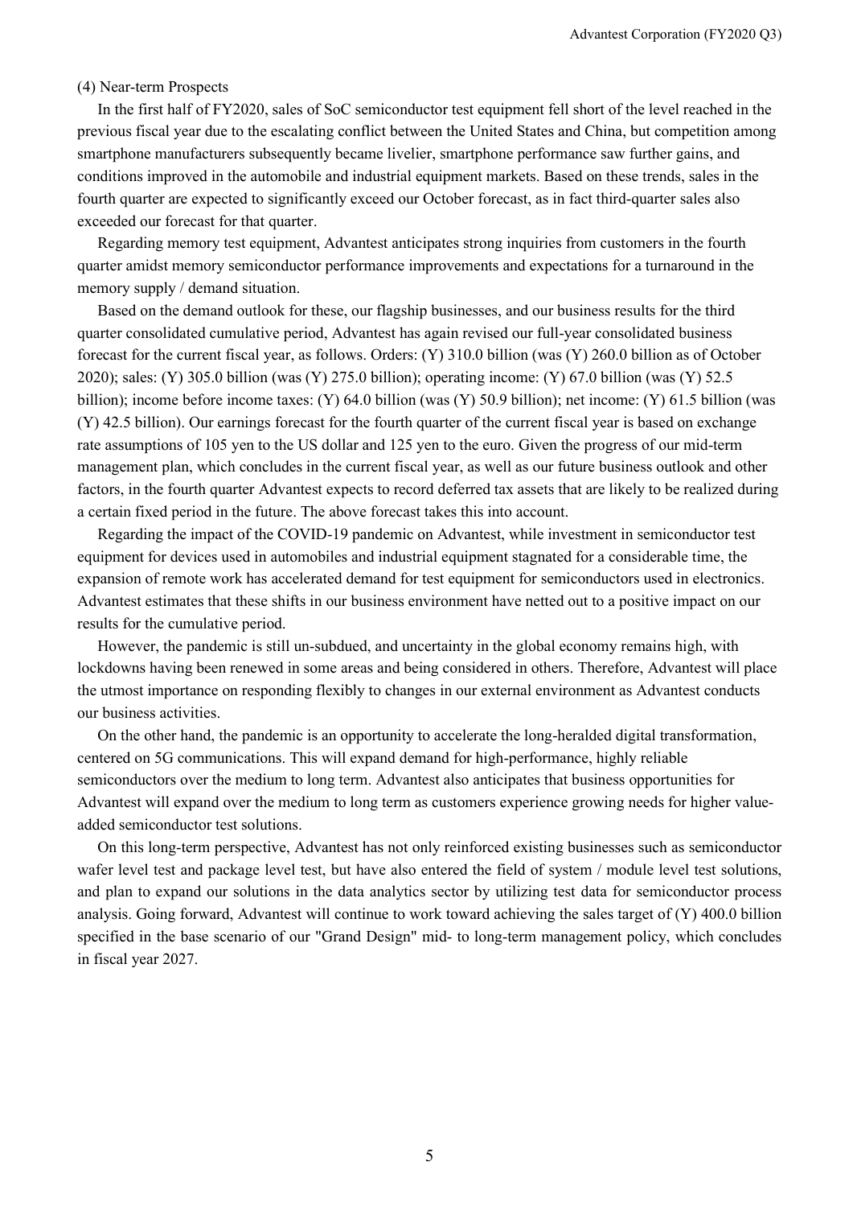(4) Near-term Prospects

In the first half of FY2020, sales of SoC semiconductor test equipment fell short of the level reached in the previous fiscal year due to the escalating conflict between the United States and China, but competition among smartphone manufacturers subsequently became livelier, smartphone performance saw further gains, and conditions improved in the automobile and industrial equipment markets. Based on these trends, sales in the fourth quarter are expected to significantly exceed our October forecast, as in fact third-quarter sales also exceeded our forecast for that quarter.

Regarding memory test equipment, Advantest anticipates strong inquiries from customers in the fourth quarter amidst memory semiconductor performance improvements and expectations for a turnaround in the memory supply / demand situation.

Based on the demand outlook for these, our flagship businesses, and our business results for the third quarter consolidated cumulative period, Advantest has again revised our full-year consolidated business forecast for the current fiscal year, as follows. Orders: (Y) 310.0 billion (was (Y) 260.0 billion as of October 2020); sales: (Y) 305.0 billion (was (Y) 275.0 billion); operating income: (Y) 67.0 billion (was (Y) 52.5 billion); income before income taxes: (Y) 64.0 billion (was (Y) 50.9 billion); net income: (Y) 61.5 billion (was (Y) 42.5 billion). Our earnings forecast for the fourth quarter of the current fiscal year is based on exchange rate assumptions of 105 yen to the US dollar and 125 yen to the euro. Given the progress of our mid-term management plan, which concludes in the current fiscal year, as well as our future business outlook and other factors, in the fourth quarter Advantest expects to record deferred tax assets that are likely to be realized during a certain fixed period in the future. The above forecast takes this into account.

Regarding the impact of the COVID-19 pandemic on Advantest, while investment in semiconductor test equipment for devices used in automobiles and industrial equipment stagnated for a considerable time, the expansion of remote work has accelerated demand for test equipment for semiconductors used in electronics. Advantest estimates that these shifts in our business environment have netted out to a positive impact on our results for the cumulative period.

However, the pandemic is still un-subdued, and uncertainty in the global economy remains high, with lockdowns having been renewed in some areas and being considered in others. Therefore, Advantest will place the utmost importance on responding flexibly to changes in our external environment as Advantest conducts our business activities.

On the other hand, the pandemic is an opportunity to accelerate the long-heralded digital transformation, centered on 5G communications. This will expand demand for high-performance, highly reliable semiconductors over the medium to long term. Advantest also anticipates that business opportunities for Advantest will expand over the medium to long term as customers experience growing needs for higher value-added semiconductor test solutions.

On this long-term perspective, Advantest has not only reinforced existing businesses such as semiconductor wafer level test and package level test, but have also entered the field of system / module level test solutions, and plan to expand our solutions in the data analytics sector by utilizing test data for semiconductor process analysis. Going forward, Advantest will continue to work toward achieving the sales target of (Y) 400.0 billion specified in the base scenario of our "Grand Design" mid- to long-term management policy, which concludes in fiscal year 2027.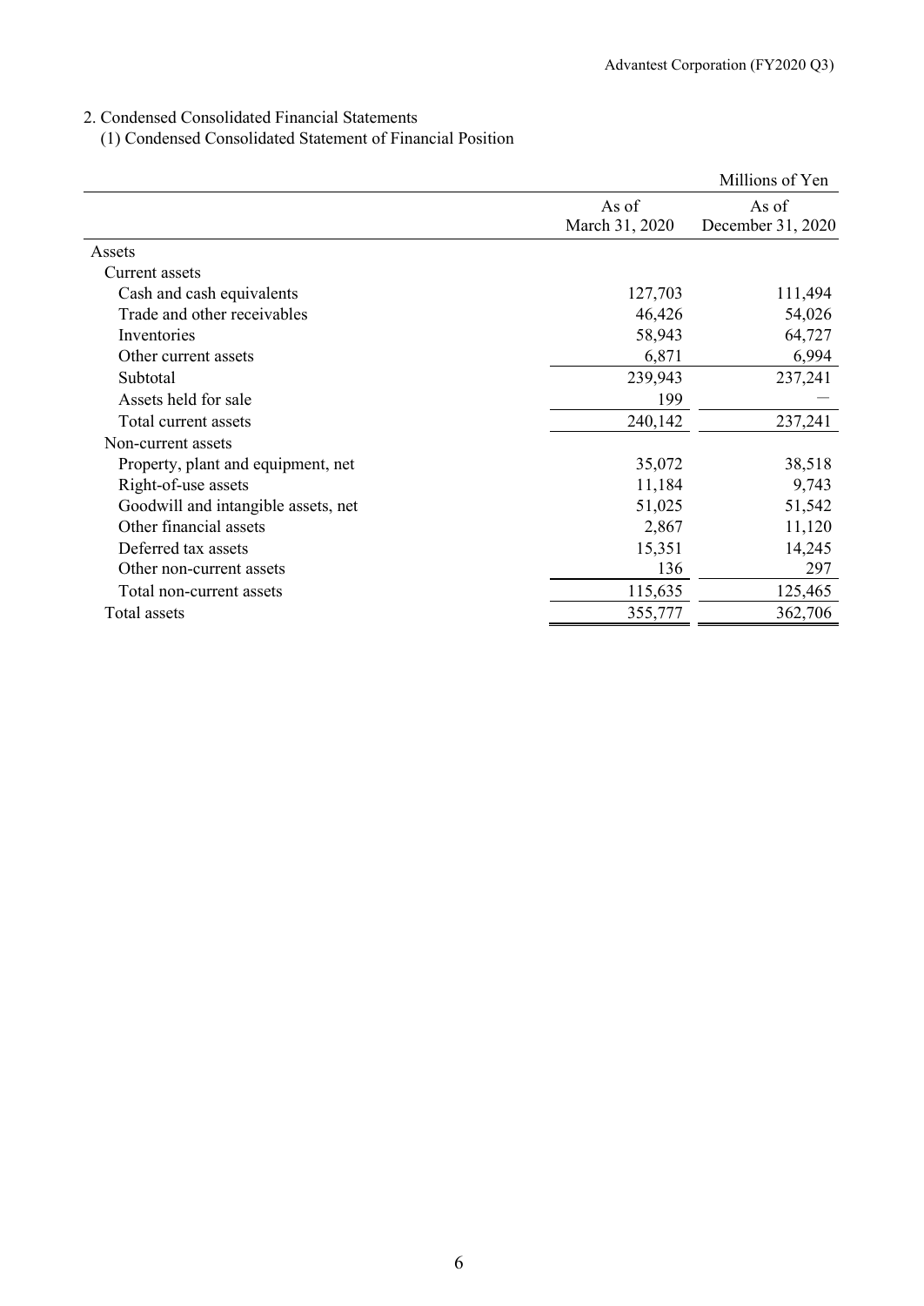## 2. Condensed Consolidated Financial Statements

### (1) Condensed Consolidated Statement of Financial Position

Millions of Yen

| | As of March 31, 2020 | As of December 31, 2020 |
|---|---|---|
| Assets | | |
| Current assets | | |
| Cash and cash equivalents | 127,703 | 111,494 |
| Trade and other receivables | 46,426 | 54,026 |
| Inventories | 58,943 | 64,727 |
| Other current assets | 6,871 | 6,994 |
| Subtotal | 239,943 | 237,241 |
| Assets held for sale | 199 | — |
| Total current assets | 240,142 | 237,241 |
| Non-current assets | | |
| Property, plant and equipment, net | 35,072 | 38,518 |
| Right-of-use assets | 11,184 | 9,743 |
| Goodwill and intangible assets, net | 51,025 | 51,542 |
| Other financial assets | 2,867 | 11,120 |
| Deferred tax assets | 15,351 | 14,245 |
| Other non-current assets | 136 | 297 |
| Total non-current assets | 115,635 | 125,465 |
| Total assets | 355,777 | 362,706 |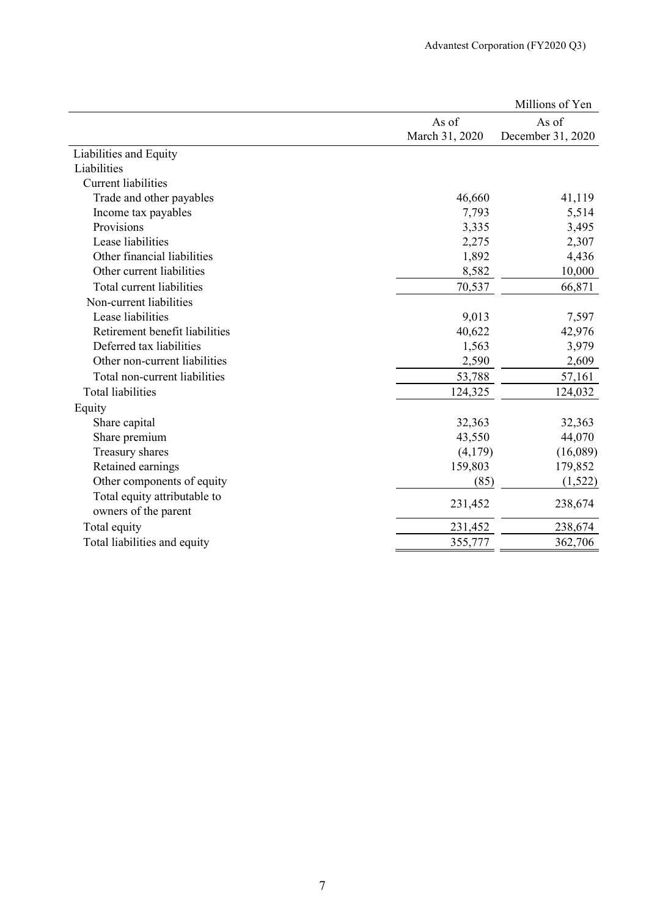Millions of Yen

| | As of March 31, 2020 | As of December 31, 2020 |
|---|---|---|
| Liabilities and Equity | | |
| Liabilities | | |
| Current liabilities | | |
| Trade and other payables | 46,660 | 41,119 |
| Income tax payables | 7,793 | 5,514 |
| Provisions | 3,335 | 3,495 |
| Lease liabilities | 2,275 | 2,307 |
| Other financial liabilities | 1,892 | 4,436 |
| Other current liabilities | 8,582 | 10,000 |
| Total current liabilities | 70,537 | 66,871 |
| Non-current liabilities | | |
| Lease liabilities | 9,013 | 7,597 |
| Retirement benefit liabilities | 40,622 | 42,976 |
| Deferred tax liabilities | 1,563 | 3,979 |
| Other non-current liabilities | 2,590 | 2,609 |
| Total non-current liabilities | 53,788 | 57,161 |
| Total liabilities | 124,325 | 124,032 |
| Equity | | |
| Share capital | 32,363 | 32,363 |
| Share premium | 43,550 | 44,070 |
| Treasury shares | (4,179) | (16,089) |
| Retained earnings | 159,803 | 179,852 |
| Other components of equity | (85) | (1,522) |
| Total equity attributable to owners of the parent | 231,452 | 238,674 |
| Total equity | 231,452 | 238,674 |
| Total liabilities and equity | 355,777 | 362,706 |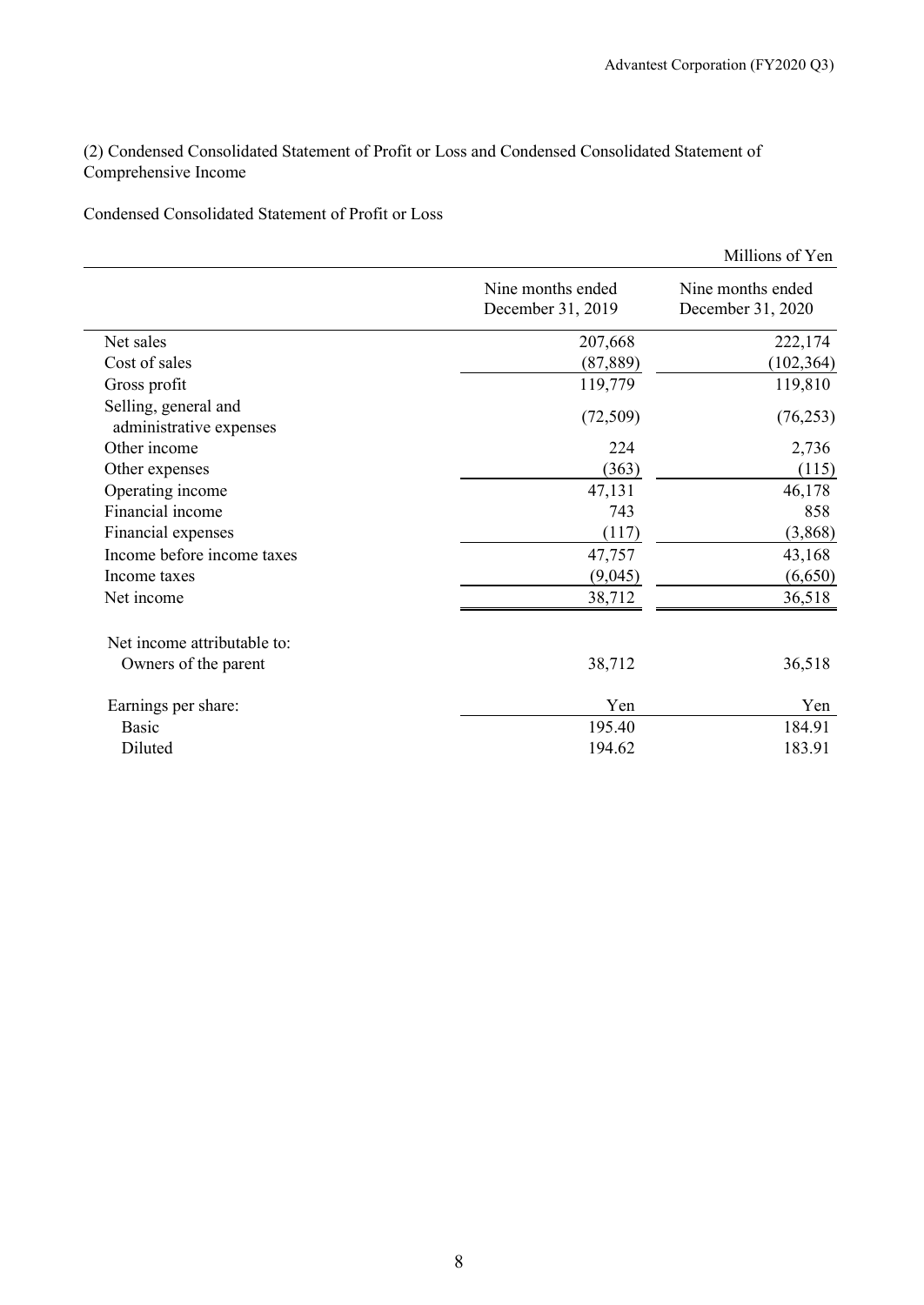(2) Condensed Consolidated Statement of Profit or Loss and Condensed Consolidated Statement of Comprehensive Income

Condensed Consolidated Statement of Profit or Loss

| | | Millions of Yen |
|---|---|---|
| | Nine months ended December 31, 2019 | Nine months ended December 31, 2020 |
| Net sales | 207,668 | 222,174 |
| Cost of sales | (87,889) | (102,364) |
| Gross profit | 119,779 | 119,810 |
| Selling, general and administrative expenses | (72,509) | (76,253) |
| Other income | 224 | 2,736 |
| Other expenses | (363) | (115) |
| Operating income | 47,131 | 46,178 |
| Financial income | 743 | 858 |
| Financial expenses | (117) | (3,868) |
| Income before income taxes | 47,757 | 43,168 |
| Income taxes | (9,045) | (6,650) |
| Net income | 38,712 | 36,518 |
| Net income attributable to: | | |
| Owners of the parent | 38,712 | 36,518 |
| Earnings per share: | Yen | Yen |
| Basic | 195.40 | 184.91 |
| Diluted | 194.62 | 183.91 |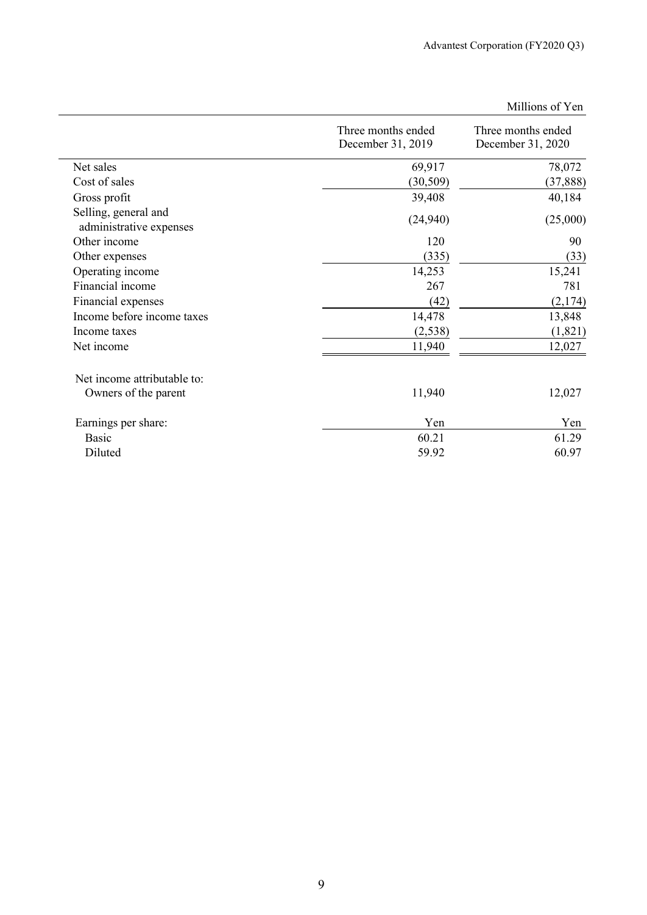Millions of Yen

| | Three months ended December 31, 2019 | Three months ended December 31, 2020 |
|---|---|---|
| Net sales | 69,917 | 78,072 |
| Cost of sales | (30,509) | (37,888) |
| Gross profit | 39,408 | 40,184 |
| Selling, general and administrative expenses | (24,940) | (25,000) |
| Other income | 120 | 90 |
| Other expenses | (335) | (33) |
| Operating income | 14,253 | 15,241 |
| Financial income | 267 | 781 |
| Financial expenses | (42) | (2,174) |
| Income before income taxes | 14,478 | 13,848 |
| Income taxes | (2,538) | (1,821) |
| Net income | 11,940 | 12,027 |
| | | |
| Net income attributable to: | | |
| Owners of the parent | 11,940 | 12,027 |
| | | |
| Earnings per share: | Yen | Yen |
| Basic | 60.21 | 61.29 |
| Diluted | 59.92 | 60.97 |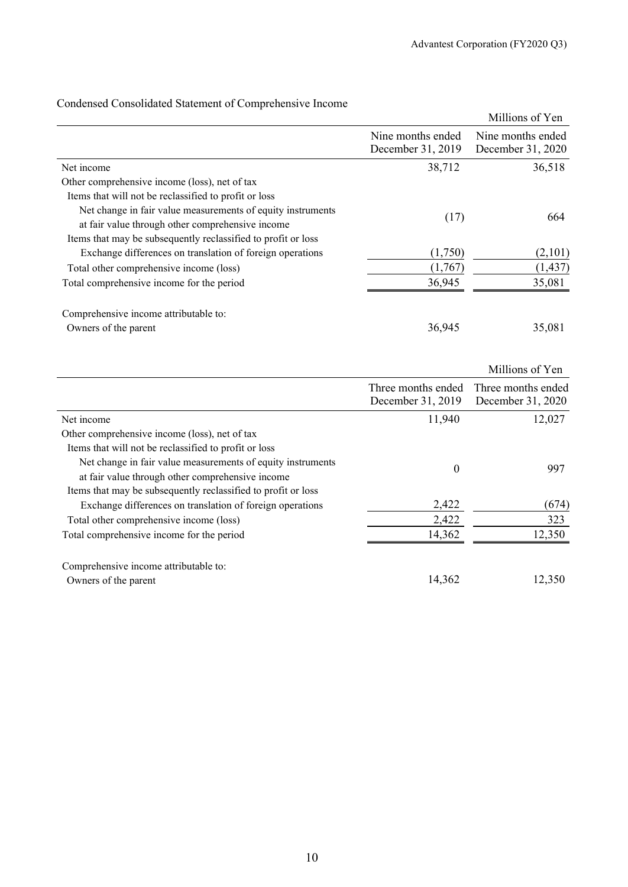## Condensed Consolidated Statement of Comprehensive Income

Millions of Yen

| | Nine months ended December 31, 2019 | Nine months ended December 31, 2020 |
|---|---|---|
| Net income | 38,712 | 36,518 |
| Other comprehensive income (loss), net of tax | | |
| Items that will not be reclassified to profit or loss | | |
| Net change in fair value measurements of equity instruments at fair value through other comprehensive income | (17) | 664 |
| Items that may be subsequently reclassified to profit or loss | | |
| Exchange differences on translation of foreign operations | (1,750) | (2,101) |
| Total other comprehensive income (loss) | (1,767) | (1,437) |
| Total comprehensive income for the period | 36,945 | 35,081 |
| | | |
| Comprehensive income attributable to: | | |
| Owners of the parent | 36,945 | 35,081 |

Millions of Yen

| | Three months ended December 31, 2019 | Three months ended December 31, 2020 |
|---|---|---|
| Net income | 11,940 | 12,027 |
| Other comprehensive income (loss), net of tax | | |
| Items that will not be reclassified to profit or loss | | |
| Net change in fair value measurements of equity instruments at fair value through other comprehensive income | 0 | 997 |
| Items that may be subsequently reclassified to profit or loss | | |
| Exchange differences on translation of foreign operations | 2,422 | (674) |
| Total other comprehensive income (loss) | 2,422 | 323 |
| Total comprehensive income for the period | 14,362 | 12,350 |
| | | |
| Comprehensive income attributable to: | | |
| Owners of the parent | 14,362 | 12,350 |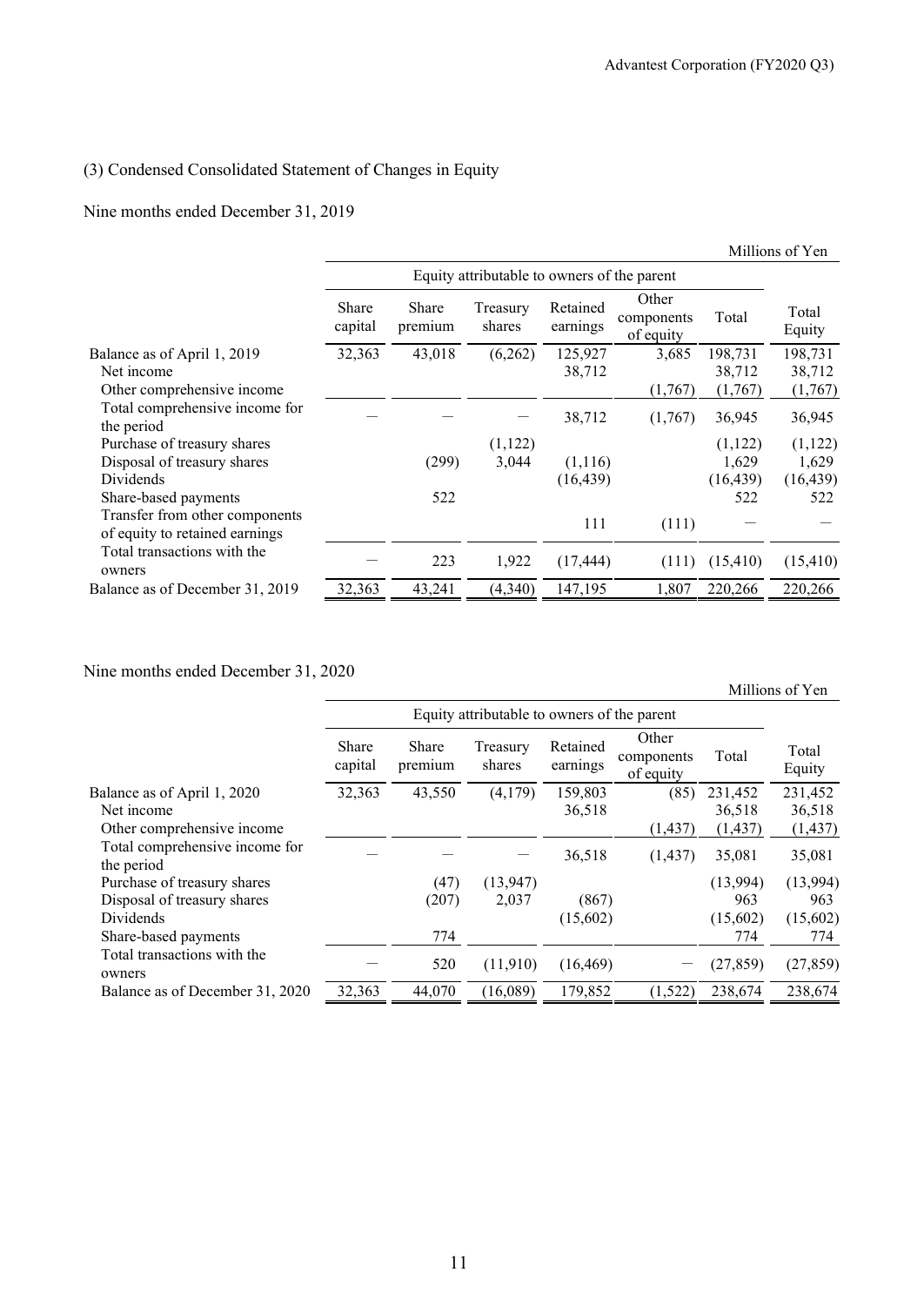## (3) Condensed Consolidated Statement of Changes in Equity

Nine months ended December 31, 2019

Millions of Yen

| | Equity attributable to owners of the parent | | | | | | |
|---|---|---|---|---|---|---|---|
| | Share capital | Share premium | Treasury shares | Retained earnings | Other components of equity | Total | Total Equity |
| Balance as of April 1, 2019 | 32,363 | 43,018 | (6,262) | 125,927 | 3,685 | 198,731 | 198,731 |
| Net income | | | | 38,712 | | 38,712 | 38,712 |
| Other comprehensive income | | | | | (1,767) | (1,767) | (1,767) |
| Total comprehensive income for the period | ― | ― | ― | 38,712 | (1,767) | 36,945 | 36,945 |
| Purchase of treasury shares | | | (1,122) | | | (1,122) | (1,122) |
| Disposal of treasury shares | | (299) | 3,044 | (1,116) | | 1,629 | 1,629 |
| Dividends | | | | (16,439) | | (16,439) | (16,439) |
| Share-based payments | | 522 | | | | 522 | 522 |
| Transfer from other components of equity to retained earnings | | | | 111 | (111) | ― | ― |
| Total transactions with the owners | ― | 223 | 1,922 | (17,444) | (111) | (15,410) | (15,410) |
| Balance as of December 31, 2019 | 32,363 | 43,241 | (4,340) | 147,195 | 1,807 | 220,266 | 220,266 |

Nine months ended December 31, 2020

Millions of Yen

| | Equity attributable to owners of the parent | | | | | | |
|---|---|---|---|---|---|---|---|
| | Share capital | Share premium | Treasury shares | Retained earnings | Other components of equity | Total | Total Equity |
| Balance as of April 1, 2020 | 32,363 | 43,550 | (4,179) | 159,803 | (85) | 231,452 | 231,452 |
| Net income | | | | 36,518 | | 36,518 | 36,518 |
| Other comprehensive income | | | | | (1,437) | (1,437) | (1,437) |
| Total comprehensive income for the period | ― | ― | ― | 36,518 | (1,437) | 35,081 | 35,081 |
| Purchase of treasury shares | | (47) | (13,947) | | | (13,994) | (13,994) |
| Disposal of treasury shares | | (207) | 2,037 | (867) | | 963 | 963 |
| Dividends | | | | (15,602) | | (15,602) | (15,602) |
| Share-based payments | | 774 | | | | 774 | 774 |
| Total transactions with the owners | ― | 520 | (11,910) | (16,469) | ― | (27,859) | (27,859) |
| Balance as of December 31, 2020 | 32,363 | 44,070 | (16,089) | 179,852 | (1,522) | 238,674 | 238,674 |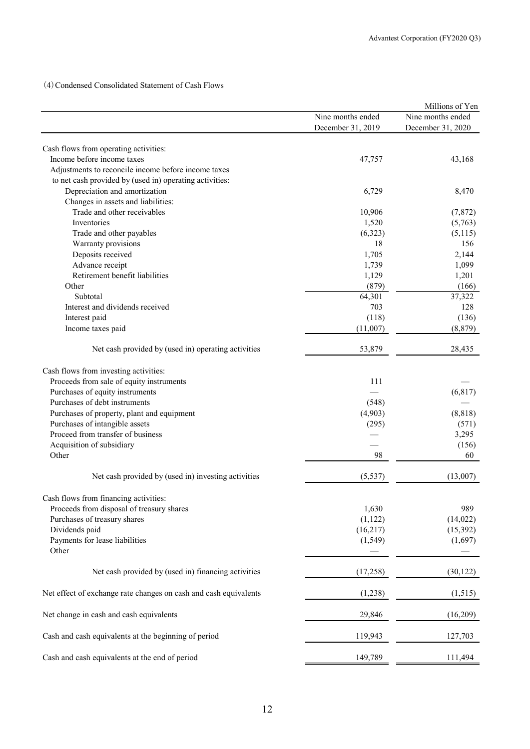## (4) Condensed Consolidated Statement of Cash Flows

| | | Millions of Yen |
|---|---|---|
| | Nine months ended December 31, 2019 | Nine months ended December 31, 2020 |
| Cash flows from operating activities: | | |
| Income before income taxes | 47,757 | 43,168 |
| Adjustments to reconcile income before income taxes to net cash provided by (used in) operating activities: | | |
| Depreciation and amortization | 6,729 | 8,470 |
| Changes in assets and liabilities: | | |
| Trade and other receivables | 10,906 | (7,872) |
| Inventories | 1,520 | (5,763) |
| Trade and other payables | (6,323) | (5,115) |
| Warranty provisions | 18 | 156 |
| Deposits received | 1,705 | 2,144 |
| Advance receipt | 1,739 | 1,099 |
| Retirement benefit liabilities | 1,129 | 1,201 |
| Other | (879) | (166) |
| Subtotal | 64,301 | 37,322 |
| Interest and dividends received | 703 | 128 |
| Interest paid | (118) | (136) |
| Income taxes paid | (11,007) | (8,879) |
| Net cash provided by (used in) operating activities | 53,879 | 28,435 |
| Cash flows from investing activities: | | |
| Proceeds from sale of equity instruments | 111 | — |
| Purchases of equity instruments | — | (6,817) |
| Purchases of debt instruments | (548) | — |
| Purchases of property, plant and equipment | (4,903) | (8,818) |
| Purchases of intangible assets | (295) | (571) |
| Proceed from transfer of business | — | 3,295 |
| Acquisition of subsidiary | — | (156) |
| Other | 98 | 60 |
| Net cash provided by (used in) investing activities | (5,537) | (13,007) |
| Cash flows from financing activities: | | |
| Proceeds from disposal of treasury shares | 1,630 | 989 |
| Purchases of treasury shares | (1,122) | (14,022) |
| Dividends paid | (16,217) | (15,392) |
| Payments for lease liabilities | (1,549) | (1,697) |
| Other | — | — |
| Net cash provided by (used in) financing activities | (17,258) | (30,122) |
| Net effect of exchange rate changes on cash and cash equivalents | (1,238) | (1,515) |
| Net change in cash and cash equivalents | 29,846 | (16,209) |
| Cash and cash equivalents at the beginning of period | 119,943 | 127,703 |
| Cash and cash equivalents at the end of period | 149,789 | 111,494 |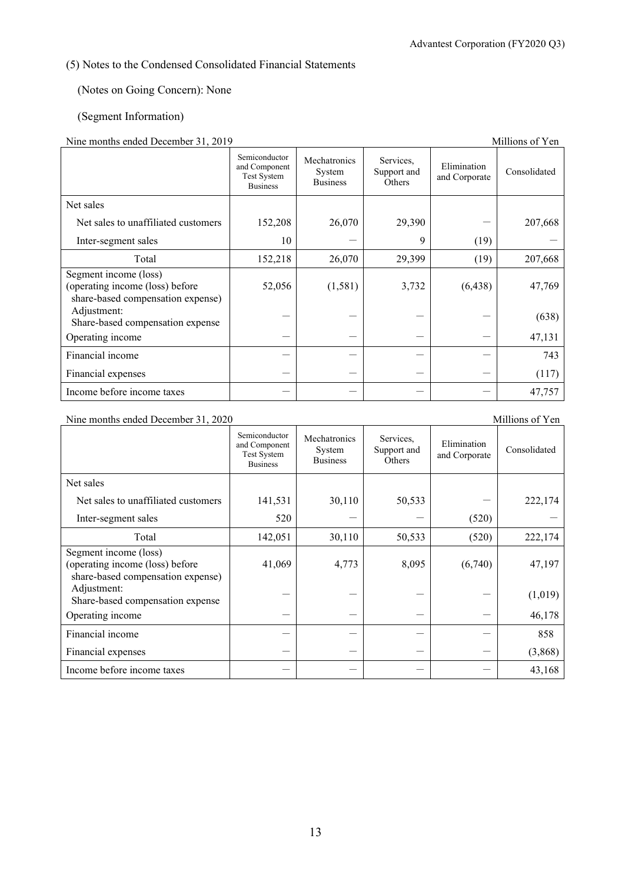## (5) Notes to the Condensed Consolidated Financial Statements

(Notes on Going Concern): None

(Segment Information)

Nine months ended December 31, 2019 — Millions of Yen

| | Semiconductor and Component Test System Business | Mechatronics System Business | Services, Support and Others | Elimination and Corporate | Consolidated |
|---|---|---|---|---|---|
| Net sales | | | | | |
| Net sales to unaffiliated customers | 152,208 | 26,070 | 29,390 | — | 207,668 |
| Inter-segment sales | 10 | — | 9 | (19) | — |
| Total | 152,218 | 26,070 | 29,399 | (19) | 207,668 |
| Segment income (loss) (operating income (loss) before share-based compensation expense) | 52,056 | (1,581) | 3,732 | (6,438) | 47,769 |
| Adjustment: Share-based compensation expense | — | — | — | — | (638) |
| Operating income | — | — | — | — | 47,131 |
| Financial income | — | — | — | — | 743 |
| Financial expenses | — | — | — | — | (117) |
| Income before income taxes | — | — | — | — | 47,757 |

Nine months ended December 31, 2020 — Millions of Yen

| | Semiconductor and Component Test System Business | Mechatronics System Business | Services, Support and Others | Elimination and Corporate | Consolidated |
|---|---|---|---|---|---|
| Net sales | | | | | |
| Net sales to unaffiliated customers | 141,531 | 30,110 | 50,533 | — | 222,174 |
| Inter-segment sales | 520 | — | — | (520) | — |
| Total | 142,051 | 30,110 | 50,533 | (520) | 222,174 |
| Segment income (loss) (operating income (loss) before share-based compensation expense) | 41,069 | 4,773 | 8,095 | (6,740) | 47,197 |
| Adjustment: Share-based compensation expense | — | — | — | — | (1,019) |
| Operating income | — | — | — | — | 46,178 |
| Financial income | — | — | — | — | 858 |
| Financial expenses | — | — | — | — | (3,868) |
| Income before income taxes | — | — | — | — | 43,168 |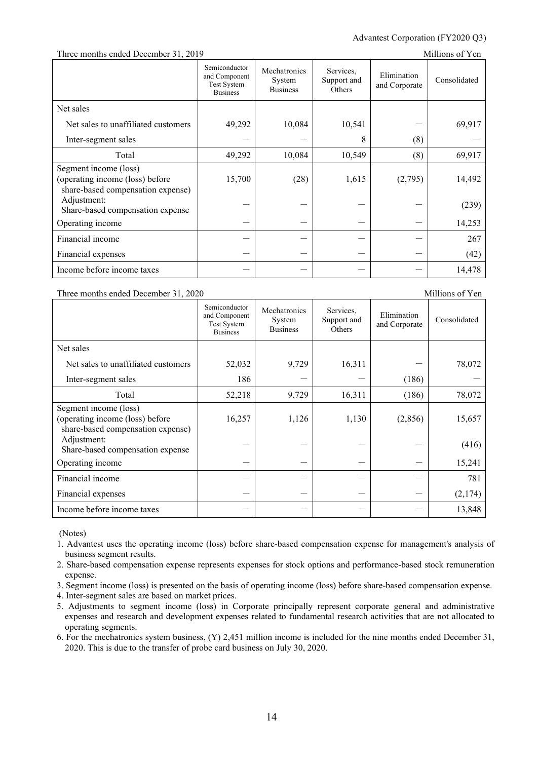Three months ended December 31, 2019 Millions of Yen

| | Semiconductor and Component Test System Business | Mechatronics System Business | Services, Support and Others | Elimination and Corporate | Consolidated |
|---|---|---|---|---|---|
| Net sales | | | | | |
| Net sales to unaffiliated customers | 49,292 | 10,084 | 10,541 | — | 69,917 |
| Inter-segment sales | — | — | 8 | (8) | — |
| Total | 49,292 | 10,084 | 10,549 | (8) | 69,917 |
| Segment income (loss) (operating income (loss) before share-based compensation expense) | 15,700 | (28) | 1,615 | (2,795) | 14,492 |
| Adjustment: Share-based compensation expense | — | — | — | — | (239) |
| Operating income | — | — | — | — | 14,253 |
| Financial income | — | — | — | — | 267 |
| Financial expenses | — | — | — | — | (42) |
| Income before income taxes | — | — | — | — | 14,478 |

Three months ended December 31, 2020 Millions of Yen

| | Semiconductor and Component Test System Business | Mechatronics System Business | Services, Support and Others | Elimination and Corporate | Consolidated |
|---|---|---|---|---|---|
| Net sales | | | | | |
| Net sales to unaffiliated customers | 52,032 | 9,729 | 16,311 | — | 78,072 |
| Inter-segment sales | 186 | — | — | (186) | — |
| Total | 52,218 | 9,729 | 16,311 | (186) | 78,072 |
| Segment income (loss) (operating income (loss) before share-based compensation expense) | 16,257 | 1,126 | 1,130 | (2,856) | 15,657 |
| Adjustment: Share-based compensation expense | — | — | — | — | (416) |
| Operating income | — | — | — | — | 15,241 |
| Financial income | — | — | — | — | 781 |
| Financial expenses | — | — | — | — | (2,174) |
| Income before income taxes | — | — | — | — | 13,848 |

(Notes)

1. Advantest uses the operating income (loss) before share-based compensation expense for management's analysis of business segment results.
2. Share-based compensation expense represents expenses for stock options and performance-based stock remuneration expense.
3. Segment income (loss) is presented on the basis of operating income (loss) before share-based compensation expense.
4. Inter-segment sales are based on market prices.
5. Adjustments to segment income (loss) in Corporate principally represent corporate general and administrative expenses and research and development expenses related to fundamental research activities that are not allocated to operating segments.
6. For the mechatronics system business, (Y) 2,451 million income is included for the nine months ended December 31, 2020. This is due to the transfer of probe card business on July 30, 2020.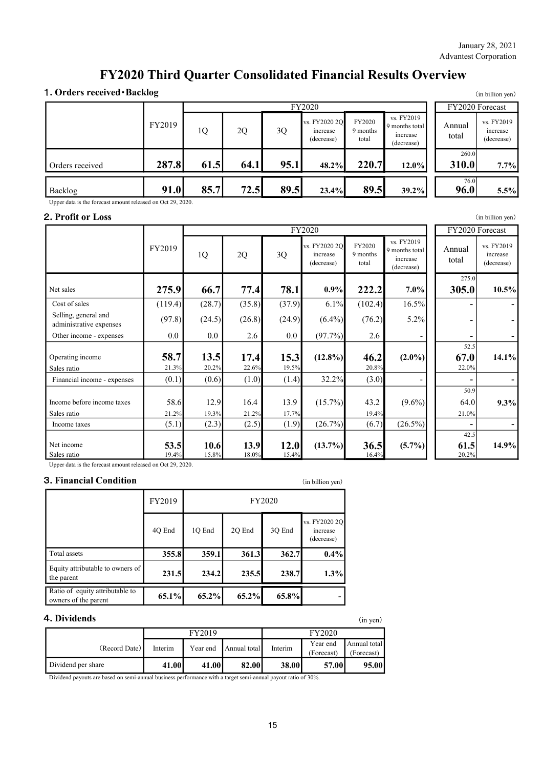January 28, 2021
Advantest Corporation

# FY2020 Third Quarter Consolidated Financial Results Overview

## 1. Orders received・Backlog

(in billion yen)

| | FY2019 | FY2020 | | | | | | FY2020 Forecast | |
|---|---|---|---|---|---|---|---|---|---|
| | | 1Q | 2Q | 3Q | vs. FY2020 2Q increase (decrease) | FY2020 9 months total | vs. FY2019 9 months total increase (decrease) | Annual total | vs. FY2019 increase (decrease) |
| Orders received | **287.8** | **61.5** | **64.1** | **95.1** | **48.2%** | **220.7** | **12.0%** | 260.0 **310.0** | **7.7%** |
| Backlog | **91.0** | **85.7** | **72.5** | **89.5** | **23.4%** | **89.5** | **39.2%** | 76.0 **96.0** | **5.5%** |

Upper data is the forecast amount released on Oct 29, 2020.

## 2. Profit or Loss

(in billion yen)

| | FY2019 | FY2020 | | | | | | FY2020 Forecast | |
|---|---|---|---|---|---|---|---|---|---|
| | | 1Q | 2Q | 3Q | vs. FY2020 2Q increase (decrease) | FY2020 9 months total | vs. FY2019 9 months total increase (decrease) | Annual total | vs. FY2019 increase (decrease) |
| Net sales | **275.9** | **66.7** | **77.4** | **78.1** | **0.9%** | **222.2** | **7.0%** | 275.0 **305.0** | **10.5%** |
| Cost of sales | (119.4) | (28.7) | (35.8) | (37.9) | 6.1% | (102.4) | 16.5% | - | - |
| Selling, general and administrative expenses | (97.8) | (24.5) | (26.8) | (24.9) | (6.4%) | (76.2) | 5.2% | - | - |
| Other income - expenses | 0.0 | 0.0 | 2.6 | 0.0 | (97.7%) | 2.6 | - | - | - |
| Operating income | **58.7** | **13.5** | **17.4** | **15.3** | **(12.8%)** | **46.2** | **(2.0%)** | 52.5 **67.0** | **14.1%** |
| Sales ratio | 21.3% | 20.2% | 22.6% | 19.5% | | 20.8% | | 22.0% | |
| Financial income - expenses | (0.1) | (0.6) | (1.0) | (1.4) | 32.2% | (3.0) | - | - | - |
| Income before income taxes | 58.6 | 12.9 | 16.4 | 13.9 | (15.7%) | 43.2 | (9.6%) | 50.9 64.0 | **9.3%** |
| Sales ratio | 21.2% | 19.3% | 21.2% | 17.7% | | 19.4% | | 21.0% | |
| Income taxes | (5.1) | (2.3) | (2.5) | (1.9) | (26.7%) | (6.7) | (26.5%) | - | - |
| Net income | **53.5** | **10.6** | **13.9** | **12.0** | **(13.7%)** | **36.5** | **(5.7%)** | 42.5 **61.5** | **14.9%** |
| Sales ratio | 19.4% | 15.8% | 18.0% | 15.4% | | 16.4% | | 20.2% | |

Upper data is the forecast amount released on Oct 29, 2020.

## 3. Financial Condition

(in billion yen)

| | FY2019 | FY2020 | | | |
|---|---|---|---|---|---|
| | 4Q End | 1Q End | 2Q End | 3Q End | vs. FY2020 2Q increase (decrease) |
| Total assets | **355.8** | **359.1** | **361.3** | **362.7** | **0.4%** |
| Equity attributable to owners of the parent | **231.5** | **234.2** | **235.5** | **238.7** | **1.3%** |
| Ratio of equity attributable to owners of the parent | **65.1%** | **65.2%** | **65.2%** | **65.8%** | - |

## 4. Dividends

(in yen)

| (Record Date) | FY2019 | | | FY2020 | | |
|---|---|---|---|---|---|---|
| | Interim | Year end | Annual total | Interim | Year end (Forecast) | Annual total (Forecast) |
| Dividend per share | **41.00** | **41.00** | **82.00** | **38.00** | **57.00** | **95.00** |

Dividend payouts are based on semi-annual business performance with a target semi-annual payout ratio of 30%.